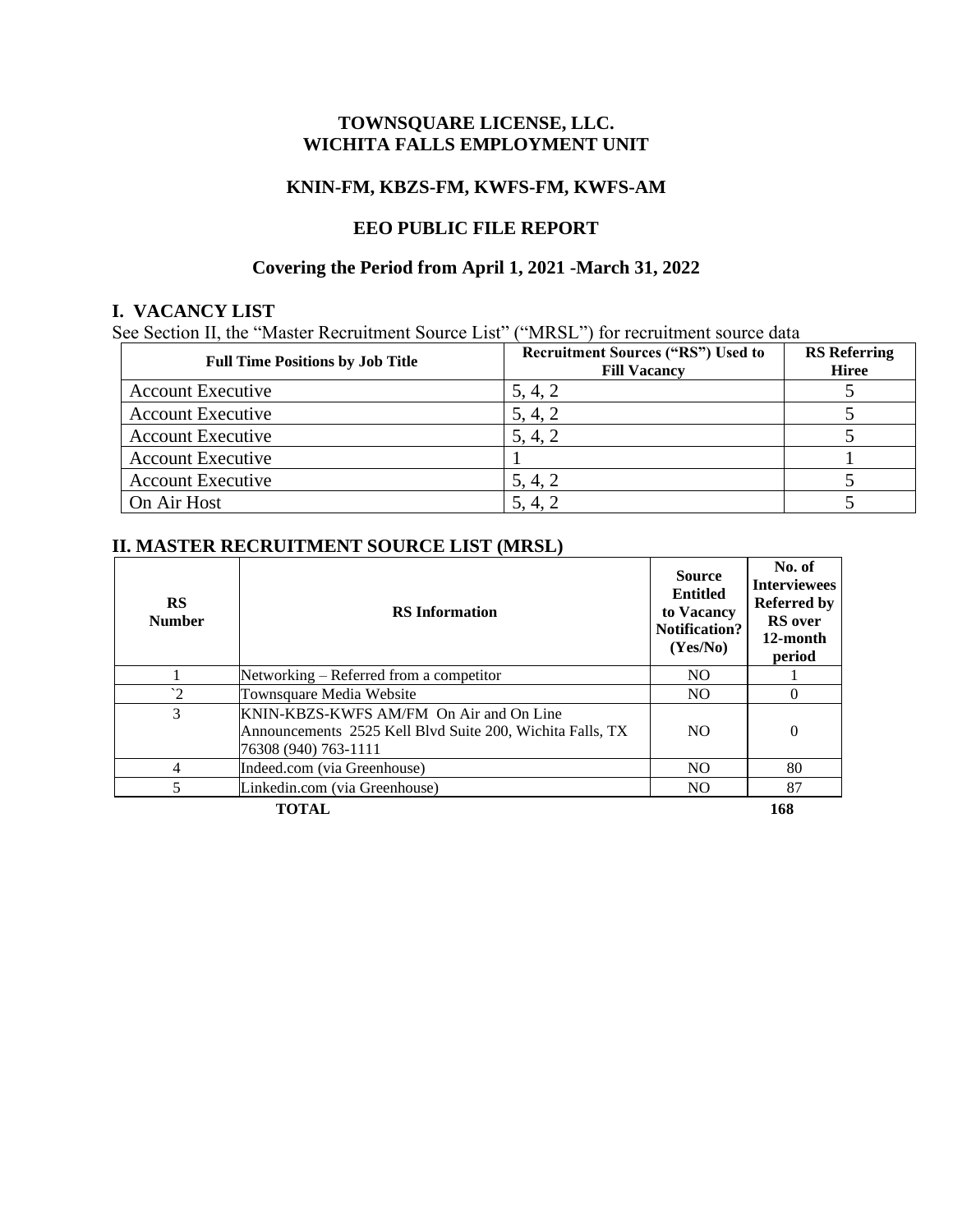**TOWNSQUARE LICENSE, LLC.**
**WICHITA FALLS EMPLOYMENT UNIT**

**KNIN-FM, KBZS-FM, KWFS-FM, KWFS-AM**

**EEO PUBLIC FILE REPORT**

**Covering the Period from April 1, 2021 -March 31, 2022**

## I. VACANCY LIST

See Section II, the "Master Recruitment Source List" ("MRSL") for recruitment source data

| Full Time Positions by Job Title | Recruitment Sources ("RS") Used to Fill Vacancy | RS Referring Hiree |
|---|---|---|
| Account Executive | 5, 4, 2 | 5 |
| Account Executive | 5, 4, 2 | 5 |
| Account Executive | 5, 4, 2 | 5 |
| Account Executive | 1 | 1 |
| Account Executive | 5, 4, 2 | 5 |
| On Air Host | 5, 4, 2 | 5 |

## II. MASTER RECRUITMENT SOURCE LIST (MRSL)

| RS Number | RS Information | Source Entitled to Vacancy Notification? (Yes/No) | No. of Interviewees Referred by RS over 12-month period |
|---|---|---|---|
| 1 | Networking – Referred from a competitor | NO | 1 |
| `2 | Townsquare Media Website | NO | 0 |
| 3 | KNIN-KBZS-KWFS AM/FM On Air and On Line Announcements 2525 Kell Blvd Suite 200, Wichita Falls, TX 76308 (940) 763-1111 | NO | 0 |
| 4 | Indeed.com (via Greenhouse) | NO | 80 |
| 5 | Linkedin.com (via Greenhouse) | NO | 87 |
| | **TOTAL** | | **168** |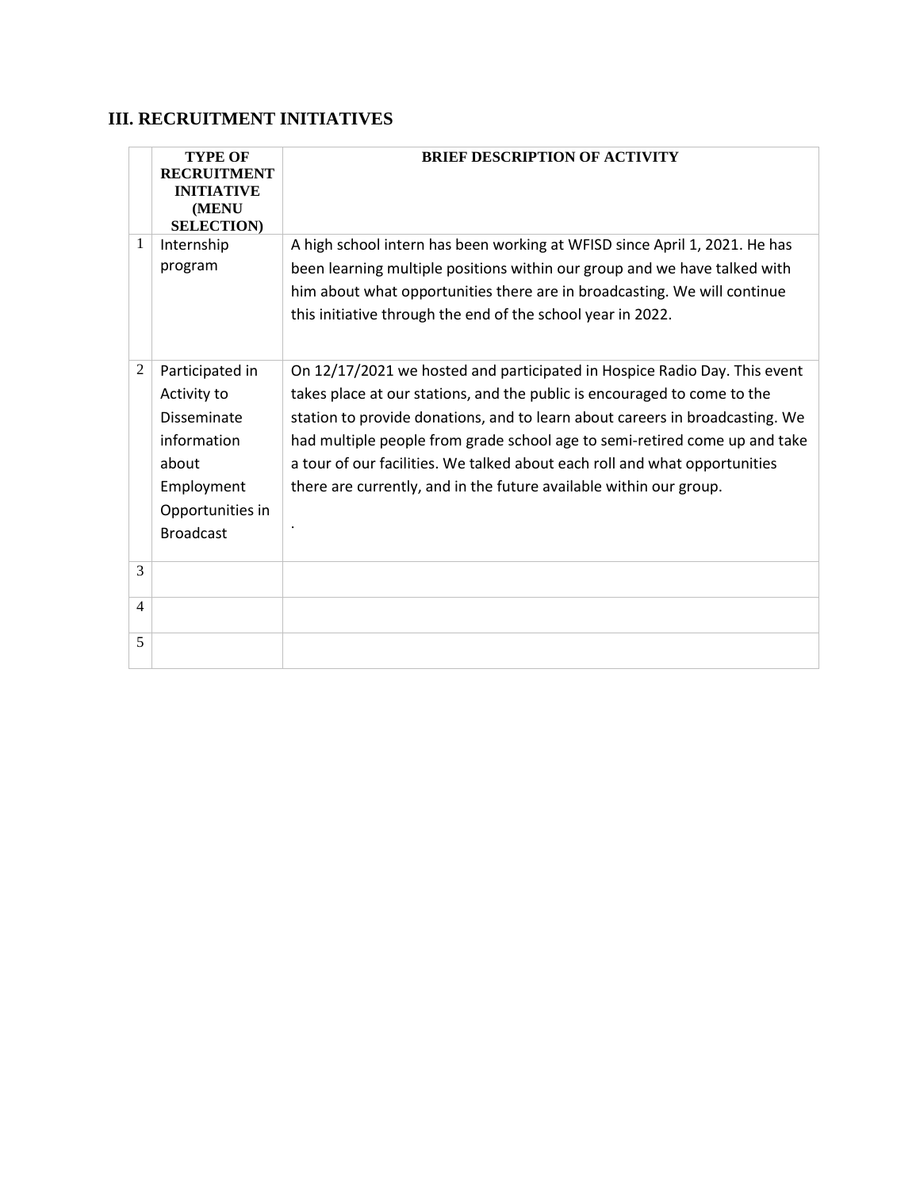### III. RECRUITMENT INITIATIVES

| | TYPE OF RECRUITMENT INITIATIVE (MENU SELECTION) | BRIEF DESCRIPTION OF ACTIVITY |
|---|---|---|
| 1 | Internship program | A high school intern has been working at WFISD since April 1, 2021. He has been learning multiple positions within our group and we have talked with him about what opportunities there are in broadcasting. We will continue this initiative through the end of the school year in 2022. |
| 2 | Participated in Activity to Disseminate information about Employment Opportunities in Broadcast | On 12/17/2021 we hosted and participated in Hospice Radio Day. This event takes place at our stations, and the public is encouraged to come to the station to provide donations, and to learn about careers in broadcasting. We had multiple people from grade school age to semi-retired come up and take a tour of our facilities. We talked about each roll and what opportunities there are currently, and in the future available within our group. . |
| 3 | | |
| 4 | | |
| 5 | | |